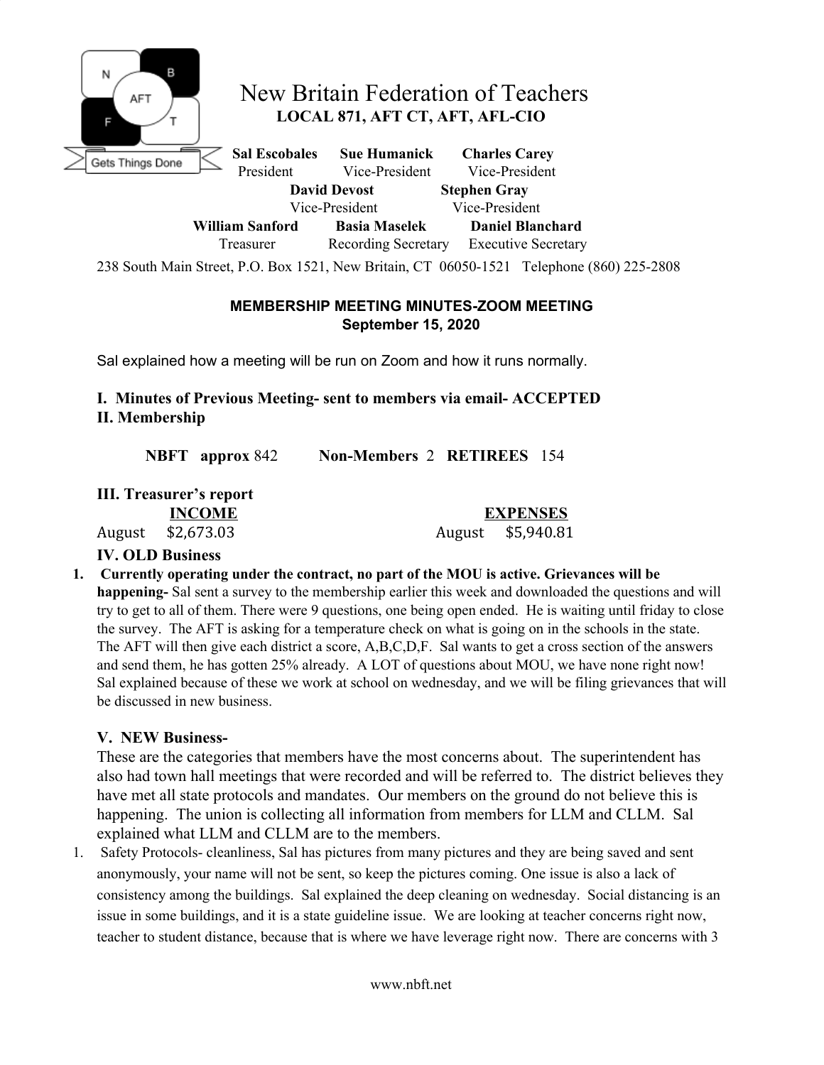# New Britain Federation of Teachers

**LOCAL 871, AFT CT, AFT, AFL-CIO**

**Sal Escobales** President
**Sue Humanick** Vice-President
**Charles Carey** Vice-President
**David Devost** Vice-President
**Stephen Gray** Vice-President
**William Sanford** Treasurer
**Basia Maselek** Recording Secretary
**Daniel Blanchard** Executive Secretary

238 South Main Street, P.O. Box 1521, New Britain, CT 06050-1521 Telephone (860) 225-2808

**MEMBERSHIP MEETING MINUTES-ZOOM MEETING**
**September 15, 2020**

Sal explained how a meeting will be run on Zoom and how it runs normally.

### I. Minutes of Previous Meeting- sent to members via email- ACCEPTED

### II. Membership

**NBFT approx** 842 **Non-Members** 2 **RETIREES** 154

### III. Treasurer's report

| INCOME | | EXPENSES | |
|---|---|---|---|
| August | $2,673.03 | August | $5,940.81 |

### IV. OLD Business

1. **Currently operating under the contract, no part of the MOU is active. Grievances will be happening-** Sal sent a survey to the membership earlier this week and downloaded the questions and will try to get to all of them. There were 9 questions, one being open ended. He is waiting until friday to close the survey. The AFT is asking for a temperature check on what is going on in the schools in the state. The AFT will then give each district a score, A,B,C,D,F. Sal wants to get a cross section of the answers and send them, he has gotten 25% already. A LOT of questions about MOU, we have none right now! Sal explained because of these we work at school on wednesday, and we will be filing grievances that will be discussed in new business.

### V. NEW Business-

These are the categories that members have the most concerns about. The superintendent has also had town hall meetings that were recorded and will be referred to. The district believes they have met all state protocols and mandates. Our members on the ground do not believe this is happening. The union is collecting all information from members for LLM and CLLM. Sal explained what LLM and CLLM are to the members.

1. Safety Protocols- cleanliness, Sal has pictures from many pictures and they are being saved and sent anonymously, your name will not be sent, so keep the pictures coming. One issue is also a lack of consistency among the buildings. Sal explained the deep cleaning on wednesday. Social distancing is an issue in some buildings, and it is a state guideline issue. We are looking at teacher concerns right now, teacher to student distance, because that is where we have leverage right now. There are concerns with 3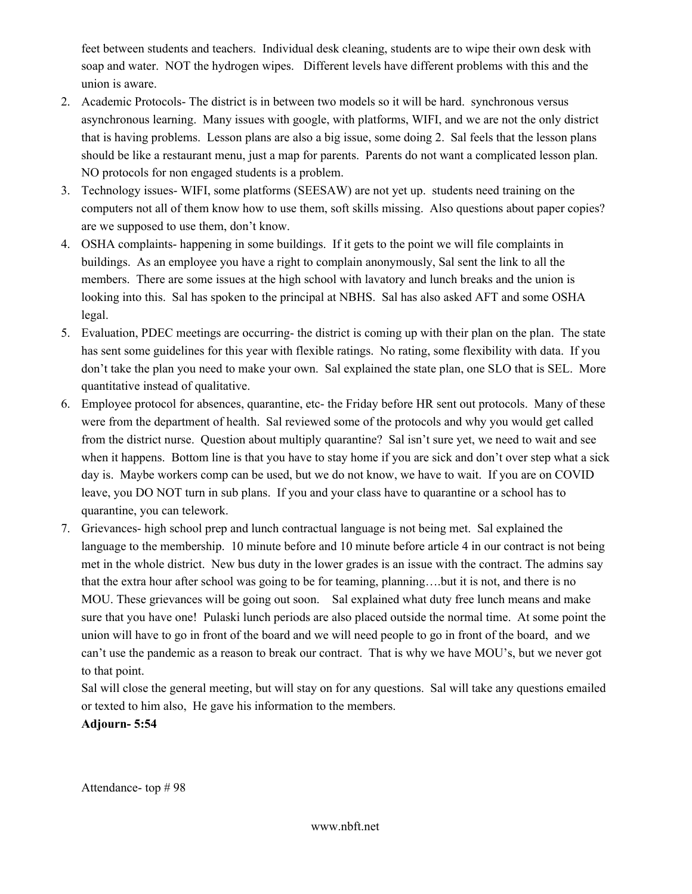feet between students and teachers. Individual desk cleaning, students are to wipe their own desk with soap and water. NOT the hydrogen wipes. Different levels have different problems with this and the union is aware.

2. Academic Protocols- The district is in between two models so it will be hard. synchronous versus asynchronous learning. Many issues with google, with platforms, WIFI, and we are not the only district that is having problems. Lesson plans are also a big issue, some doing 2. Sal feels that the lesson plans should be like a restaurant menu, just a map for parents. Parents do not want a complicated lesson plan. NO protocols for non engaged students is a problem.
3. Technology issues- WIFI, some platforms (SEESAW) are not yet up. students need training on the computers not all of them know how to use them, soft skills missing. Also questions about paper copies? are we supposed to use them, don't know.
4. OSHA complaints- happening in some buildings. If it gets to the point we will file complaints in buildings. As an employee you have a right to complain anonymously, Sal sent the link to all the members. There are some issues at the high school with lavatory and lunch breaks and the union is looking into this. Sal has spoken to the principal at NBHS. Sal has also asked AFT and some OSHA legal.
5. Evaluation, PDEC meetings are occurring- the district is coming up with their plan on the plan. The state has sent some guidelines for this year with flexible ratings. No rating, some flexibility with data. If you don't take the plan you need to make your own. Sal explained the state plan, one SLO that is SEL. More quantitative instead of qualitative.
6. Employee protocol for absences, quarantine, etc- the Friday before HR sent out protocols. Many of these were from the department of health. Sal reviewed some of the protocols and why you would get called from the district nurse. Question about multiply quarantine? Sal isn't sure yet, we need to wait and see when it happens. Bottom line is that you have to stay home if you are sick and don't over step what a sick day is. Maybe workers comp can be used, but we do not know, we have to wait. If you are on COVID leave, you DO NOT turn in sub plans. If you and your class have to quarantine or a school has to quarantine, you can telework.
7. Grievances- high school prep and lunch contractual language is not being met. Sal explained the language to the membership. 10 minute before and 10 minute before article 4 in our contract is not being met in the whole district. New bus duty in the lower grades is an issue with the contract. The admins say that the extra hour after school was going to be for teaming, planning….but it is not, and there is no MOU. These grievances will be going out soon. Sal explained what duty free lunch means and make sure that you have one! Pulaski lunch periods are also placed outside the normal time. At some point the union will have to go in front of the board and we will need people to go in front of the board, and we can't use the pandemic as a reason to break our contract. That is why we have MOU's, but we never got to that point.

Sal will close the general meeting, but will stay on for any questions. Sal will take any questions emailed or texted to him also, He gave his information to the members.

**Adjourn- 5:54**

Attendance- top # 98

www.nbft.net